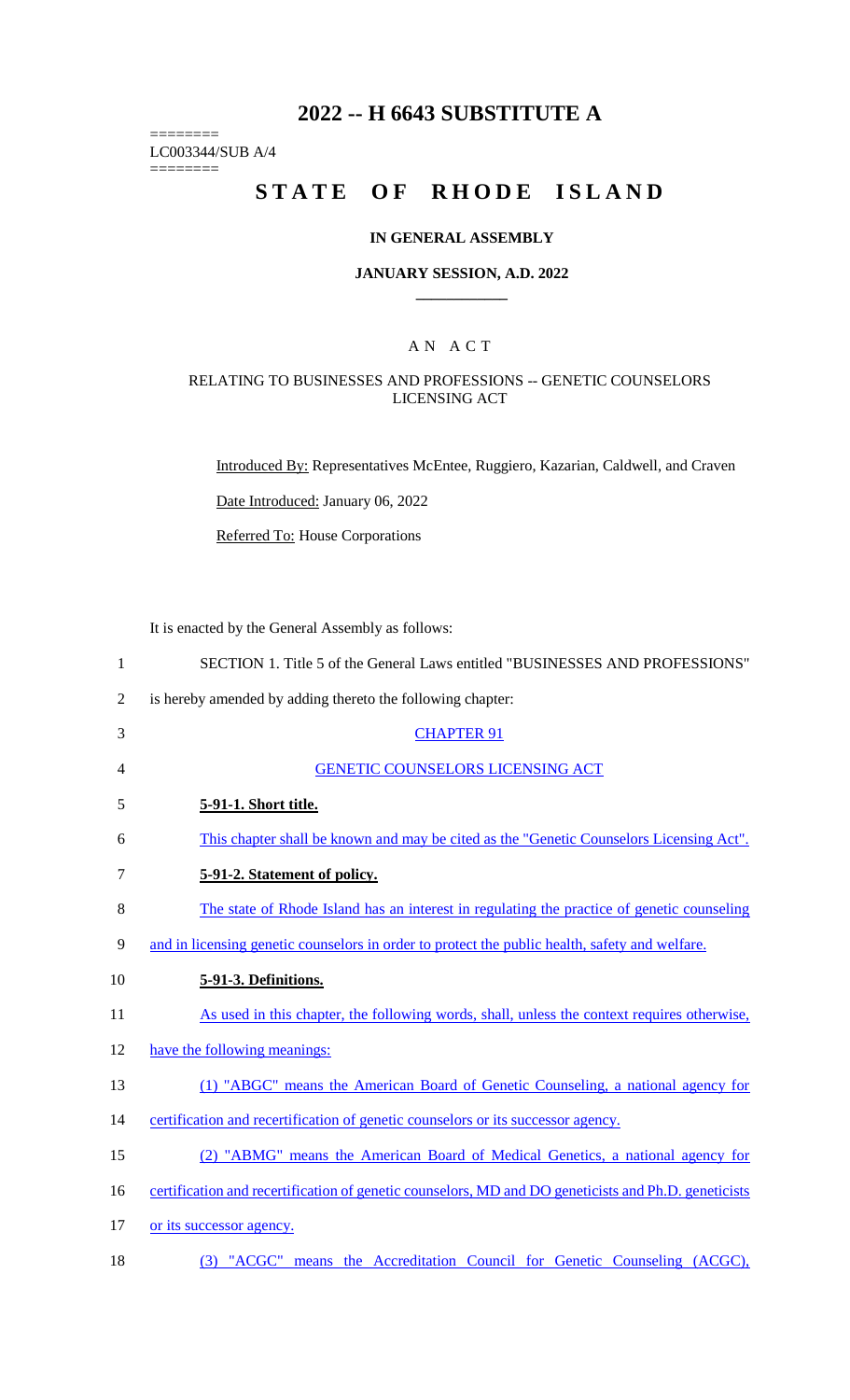# 2022 -- H 6643 SUBSTITUTE A

========
LC003344/SUB A/4
========

# STATE OF RHODE ISLAND

## IN GENERAL ASSEMBLY

### JANUARY SESSION, A.D. 2022

____________

## A N A C T

### RELATING TO BUSINESSES AND PROFESSIONS -- GENETIC COUNSELORS LICENSING ACT

Introduced By: Representatives McEntee, Ruggiero, Kazarian, Caldwell, and Craven

Date Introduced: January 06, 2022

Referred To: House Corporations

It is enacted by the General Assembly as follows:

1 SECTION 1. Title 5 of the General Laws entitled "BUSINESSES AND PROFESSIONS"
2 is hereby amended by adding thereto the following chapter:

3 CHAPTER 91

4 GENETIC COUNSELORS LICENSING ACT

5 **5-91-1. Short title.**

6 This chapter shall be known and may be cited as the "Genetic Counselors Licensing Act".

7 **5-91-2. Statement of policy.**

8 The state of Rhode Island has an interest in regulating the practice of genetic counseling
9 and in licensing genetic counselors in order to protect the public health, safety and welfare.

10 **5-91-3. Definitions.**

11 As used in this chapter, the following words, shall, unless the context requires otherwise,
12 have the following meanings:

13 (1) "ABGC" means the American Board of Genetic Counseling, a national agency for
14 certification and recertification of genetic counselors or its successor agency.

15 (2) "ABMG" means the American Board of Medical Genetics, a national agency for
16 certification and recertification of genetic counselors, MD and DO geneticists and Ph.D. geneticists
17 or its successor agency.

18 (3) "ACGC" means the Accreditation Council for Genetic Counseling (ACGC),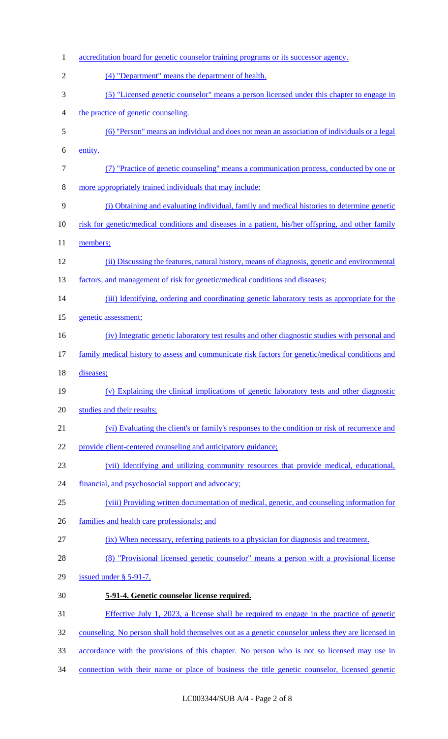accreditation board for genetic counselor training programs or its successor agency.

(4) "Department" means the department of health.

(5) "Licensed genetic counselor" means a person licensed under this chapter to engage in the practice of genetic counseling.

(6) "Person" means an individual and does not mean an association of individuals or a legal entity.

(7) "Practice of genetic counseling" means a communication process, conducted by one or more appropriately trained individuals that may include:

(i) Obtaining and evaluating individual, family and medical histories to determine genetic risk for genetic/medical conditions and diseases in a patient, his/her offspring, and other family members;

(ii) Discussing the features, natural history, means of diagnosis, genetic and environmental factors, and management of risk for genetic/medical conditions and diseases;

(iii) Identifying, ordering and coordinating genetic laboratory tests as appropriate for the genetic assessment;

(iv) Integratic genetic laboratory test results and other diagnostic studies with personal and family medical history to assess and communicate risk factors for genetic/medical conditions and diseases;

(v) Explaining the clinical implications of genetic laboratory tests and other diagnostic studies and their results;

(vi) Evaluating the client's or family's responses to the condition or risk of recurrence and provide client-centered counseling and anticipatory guidance;

(vii) Identifying and utilizing community resources that provide medical, educational, financial, and psychosocial support and advocacy;

(viii) Providing written documentation of medical, genetic, and counseling information for families and health care professionals; and

(ix) When necessary, referring patients to a physician for diagnosis and treatment.

(8) "Provisional licensed genetic counselor" means a person with a provisional license issued under § 5-91-7.

**5-91-4. Genetic counselor license required.**

Effective July 1, 2023, a license shall be required to engage in the practice of genetic counseling. No person shall hold themselves out as a genetic counselor unless they are licensed in accordance with the provisions of this chapter. No person who is not so licensed may use in connection with their name or place of business the title genetic counselor, licensed genetic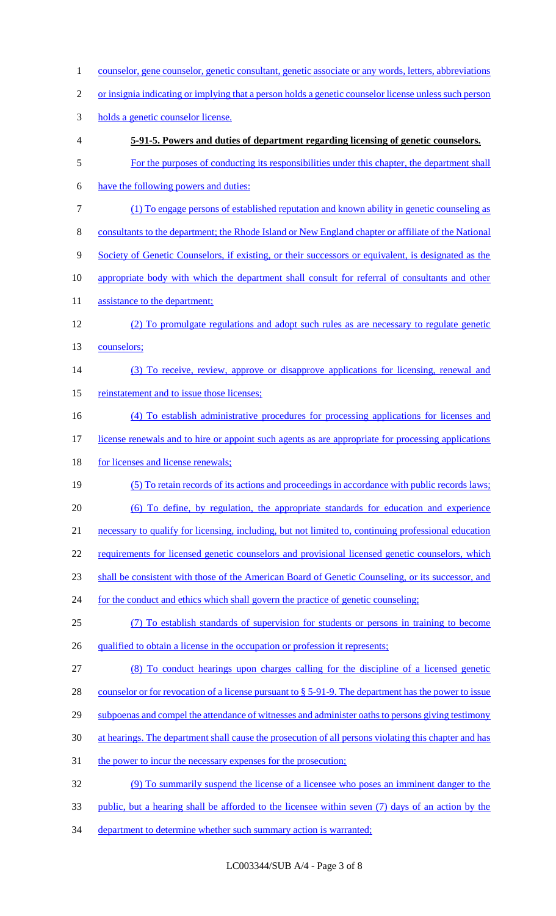counselor, gene counselor, genetic consultant, genetic associate or any words, letters, abbreviations or insignia indicating or implying that a person holds a genetic counselor license unless such person holds a genetic counselor license.

**5-91-5. Powers and duties of department regarding licensing of genetic counselors.**

For the purposes of conducting its responsibilities under this chapter, the department shall have the following powers and duties:

(1) To engage persons of established reputation and known ability in genetic counseling as consultants to the department; the Rhode Island or New England chapter or affiliate of the National Society of Genetic Counselors, if existing, or their successors or equivalent, is designated as the appropriate body with which the department shall consult for referral of consultants and other assistance to the department;

(2) To promulgate regulations and adopt such rules as are necessary to regulate genetic counselors;

(3) To receive, review, approve or disapprove applications for licensing, renewal and reinstatement and to issue those licenses;

(4) To establish administrative procedures for processing applications for licenses and license renewals and to hire or appoint such agents as are appropriate for processing applications for licenses and license renewals;

(5) To retain records of its actions and proceedings in accordance with public records laws;

(6) To define, by regulation, the appropriate standards for education and experience necessary to qualify for licensing, including, but not limited to, continuing professional education requirements for licensed genetic counselors and provisional licensed genetic counselors, which shall be consistent with those of the American Board of Genetic Counseling, or its successor, and for the conduct and ethics which shall govern the practice of genetic counseling;

(7) To establish standards of supervision for students or persons in training to become qualified to obtain a license in the occupation or profession it represents;

(8) To conduct hearings upon charges calling for the discipline of a licensed genetic counselor or for revocation of a license pursuant to § 5-91-9. The department has the power to issue subpoenas and compel the attendance of witnesses and administer oaths to persons giving testimony at hearings. The department shall cause the prosecution of all persons violating this chapter and has the power to incur the necessary expenses for the prosecution;

(9) To summarily suspend the license of a licensee who poses an imminent danger to the public, but a hearing shall be afforded to the licensee within seven (7) days of an action by the department to determine whether such summary action is warranted;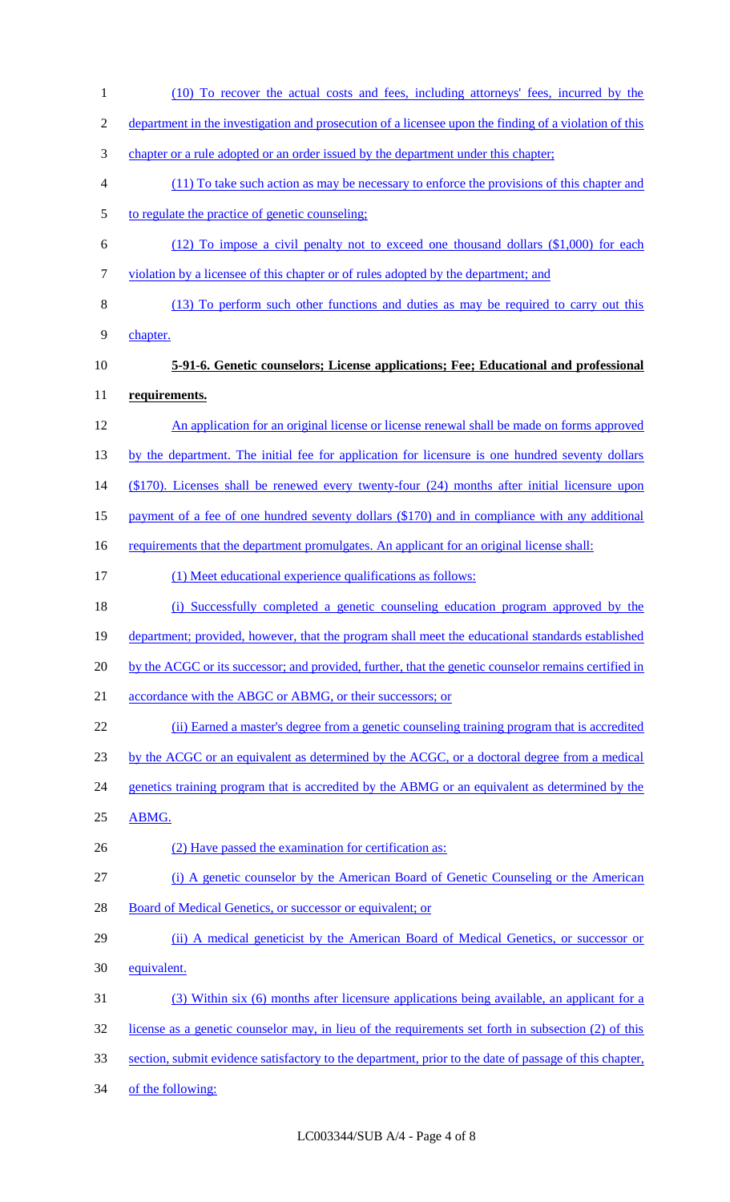(10) To recover the actual costs and fees, including attorneys' fees, incurred by the department in the investigation and prosecution of a licensee upon the finding of a violation of this chapter or a rule adopted or an order issued by the department under this chapter;

(11) To take such action as may be necessary to enforce the provisions of this chapter and to regulate the practice of genetic counseling;

(12) To impose a civil penalty not to exceed one thousand dollars ($1,000) for each violation by a licensee of this chapter or of rules adopted by the department; and

(13) To perform such other functions and duties as may be required to carry out this chapter.

**5-91-6. Genetic counselors; License applications; Fee; Educational and professional requirements.**

An application for an original license or license renewal shall be made on forms approved by the department. The initial fee for application for licensure is one hundred seventy dollars ($170). Licenses shall be renewed every twenty-four (24) months after initial licensure upon payment of a fee of one hundred seventy dollars ($170) and in compliance with any additional requirements that the department promulgates. An applicant for an original license shall:

(1) Meet educational experience qualifications as follows:

(i) Successfully completed a genetic counseling education program approved by the department; provided, however, that the program shall meet the educational standards established by the ACGC or its successor; and provided, further, that the genetic counselor remains certified in accordance with the ABGC or ABMG, or their successors; or

(ii) Earned a master's degree from a genetic counseling training program that is accredited by the ACGC or an equivalent as determined by the ACGC, or a doctoral degree from a medical genetics training program that is accredited by the ABMG or an equivalent as determined by the ABMG.

(2) Have passed the examination for certification as:

(i) A genetic counselor by the American Board of Genetic Counseling or the American Board of Medical Genetics, or successor or equivalent; or

(ii) A medical geneticist by the American Board of Medical Genetics, or successor or equivalent.

(3) Within six (6) months after licensure applications being available, an applicant for a license as a genetic counselor may, in lieu of the requirements set forth in subsection (2) of this section, submit evidence satisfactory to the department, prior to the date of passage of this chapter, of the following: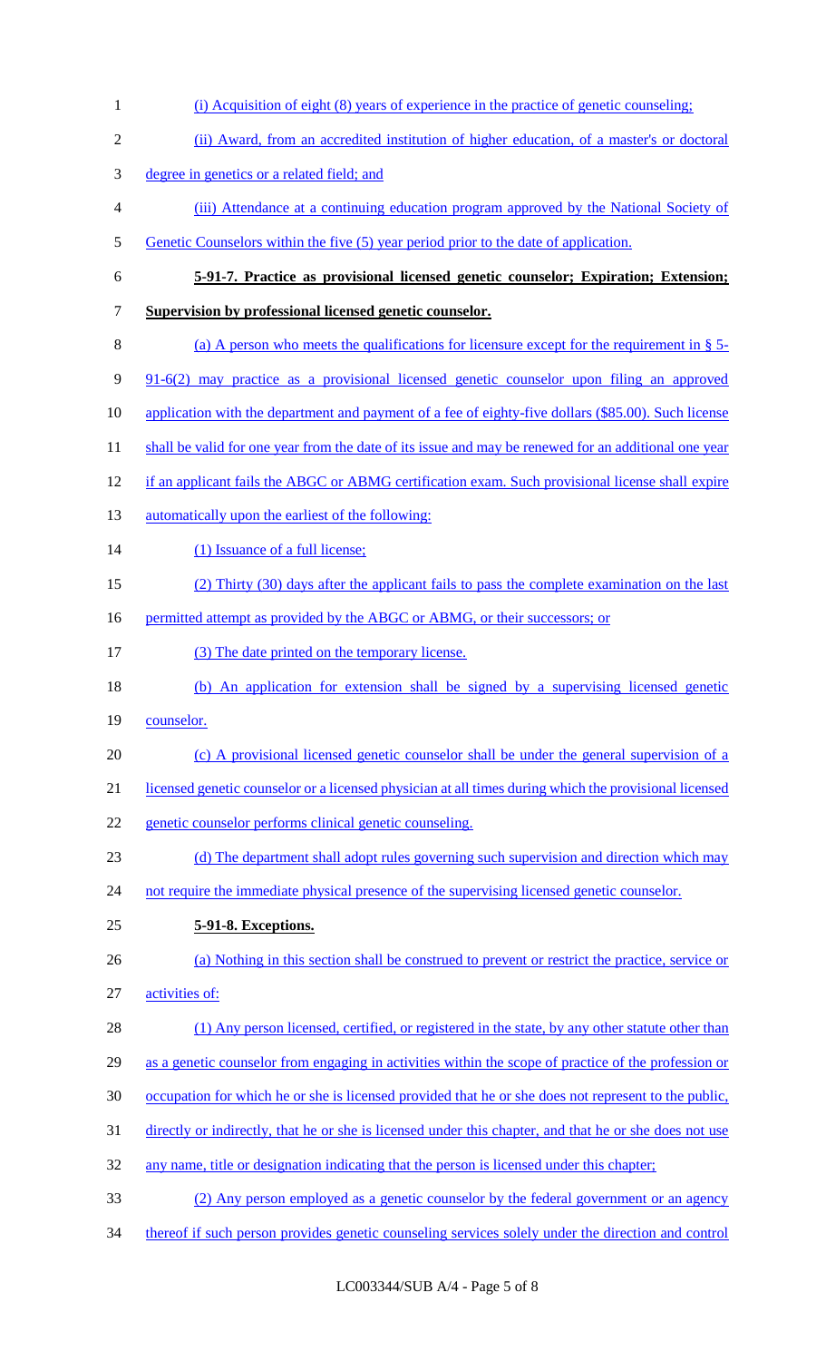(i) Acquisition of eight (8) years of experience in the practice of genetic counseling;

(ii) Award, from an accredited institution of higher education, of a master's or doctoral degree in genetics or a related field; and

(iii) Attendance at a continuing education program approved by the National Society of Genetic Counselors within the five (5) year period prior to the date of application.

**5-91-7. Practice as provisional licensed genetic counselor; Expiration; Extension; Supervision by professional licensed genetic counselor.**

(a) A person who meets the qualifications for licensure except for the requirement in § 5-91-6(2) may practice as a provisional licensed genetic counselor upon filing an approved application with the department and payment of a fee of eighty-five dollars ($85.00). Such license shall be valid for one year from the date of its issue and may be renewed for an additional one year if an applicant fails the ABGC or ABMG certification exam. Such provisional license shall expire automatically upon the earliest of the following:

(1) Issuance of a full license;

(2) Thirty (30) days after the applicant fails to pass the complete examination on the last permitted attempt as provided by the ABGC or ABMG, or their successors; or

(3) The date printed on the temporary license.

(b) An application for extension shall be signed by a supervising licensed genetic counselor.

(c) A provisional licensed genetic counselor shall be under the general supervision of a licensed genetic counselor or a licensed physician at all times during which the provisional licensed genetic counselor performs clinical genetic counseling.

(d) The department shall adopt rules governing such supervision and direction which may not require the immediate physical presence of the supervising licensed genetic counselor.

**5-91-8. Exceptions.**

(a) Nothing in this section shall be construed to prevent or restrict the practice, service or activities of:

(1) Any person licensed, certified, or registered in the state, by any other statute other than as a genetic counselor from engaging in activities within the scope of practice of the profession or occupation for which he or she is licensed provided that he or she does not represent to the public, directly or indirectly, that he or she is licensed under this chapter, and that he or she does not use any name, title or designation indicating that the person is licensed under this chapter;

(2) Any person employed as a genetic counselor by the federal government or an agency thereof if such person provides genetic counseling services solely under the direction and control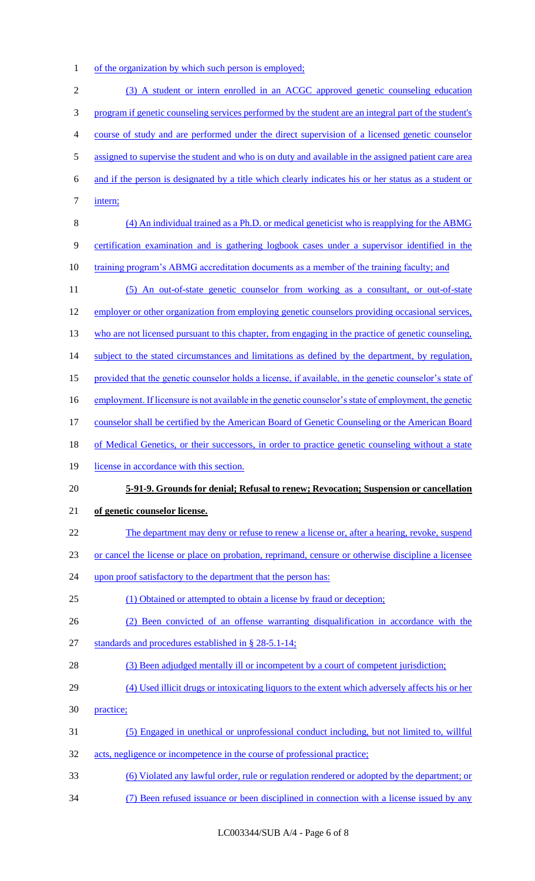of the organization by which such person is employed;

(3) A student or intern enrolled in an ACGC approved genetic counseling education program if genetic counseling services performed by the student are an integral part of the student's course of study and are performed under the direct supervision of a licensed genetic counselor assigned to supervise the student and who is on duty and available in the assigned patient care area and if the person is designated by a title which clearly indicates his or her status as a student or intern;

(4) An individual trained as a Ph.D. or medical geneticist who is reapplying for the ABMG certification examination and is gathering logbook cases under a supervisor identified in the training program's ABMG accreditation documents as a member of the training faculty; and

(5) An out-of-state genetic counselor from working as a consultant, or out-of-state employer or other organization from employing genetic counselors providing occasional services, who are not licensed pursuant to this chapter, from engaging in the practice of genetic counseling, subject to the stated circumstances and limitations as defined by the department, by regulation, provided that the genetic counselor holds a license, if available, in the genetic counselor's state of employment. If licensure is not available in the genetic counselor's state of employment, the genetic counselor shall be certified by the American Board of Genetic Counseling or the American Board of Medical Genetics, or their successors, in order to practice genetic counseling without a state license in accordance with this section.

**5-91-9. Grounds for denial; Refusal to renew; Revocation; Suspension or cancellation of genetic counselor license.**

The department may deny or refuse to renew a license or, after a hearing, revoke, suspend or cancel the license or place on probation, reprimand, censure or otherwise discipline a licensee upon proof satisfactory to the department that the person has:

(1) Obtained or attempted to obtain a license by fraud or deception;

(2) Been convicted of an offense warranting disqualification in accordance with the standards and procedures established in § 28-5.1-14;

(3) Been adjudged mentally ill or incompetent by a court of competent jurisdiction;

(4) Used illicit drugs or intoxicating liquors to the extent which adversely affects his or her practice;

(5) Engaged in unethical or unprofessional conduct including, but not limited to, willful acts, negligence or incompetence in the course of professional practice;

(6) Violated any lawful order, rule or regulation rendered or adopted by the department; or

(7) Been refused issuance or been disciplined in connection with a license issued by any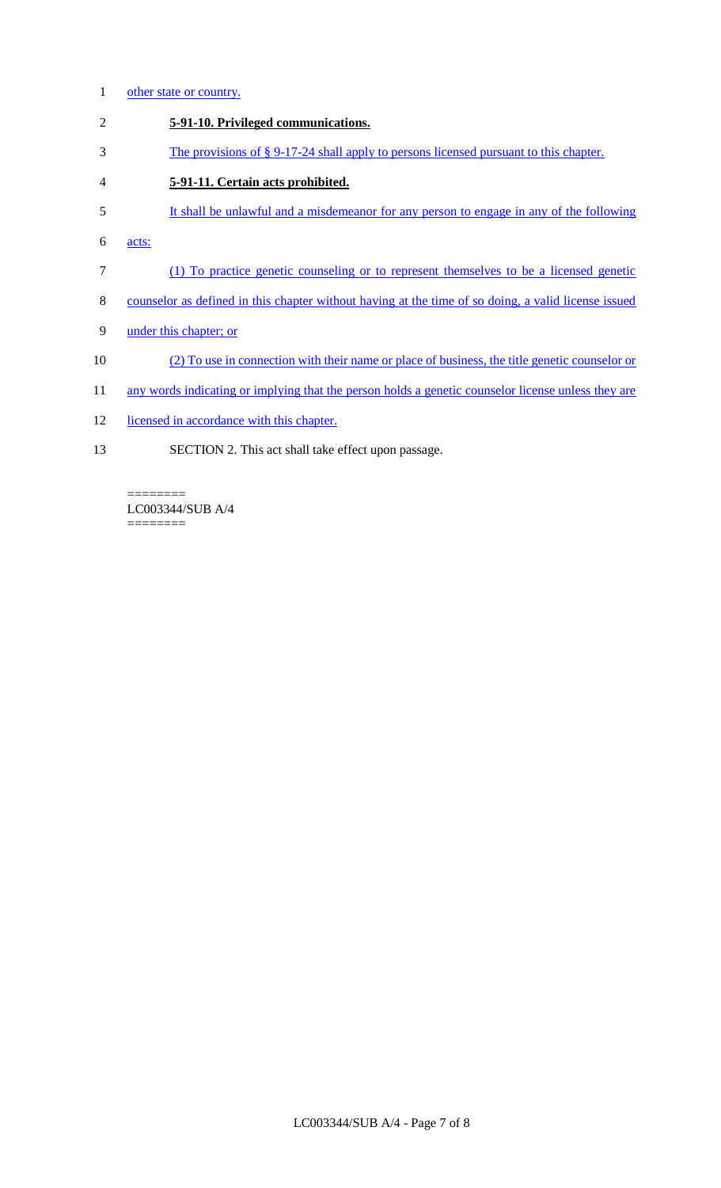other state or country.

**5-91-10. Privileged communications.**

The provisions of § 9-17-24 shall apply to persons licensed pursuant to this chapter.

**5-91-11. Certain acts prohibited.**

It shall be unlawful and a misdemeanor for any person to engage in any of the following acts:

(1) To practice genetic counseling or to represent themselves to be a licensed genetic counselor as defined in this chapter without having at the time of so doing, a valid license issued under this chapter; or

(2) To use in connection with their name or place of business, the title genetic counselor or any words indicating or implying that the person holds a genetic counselor license unless they are licensed in accordance with this chapter.

SECTION 2. This act shall take effect upon passage.

========
LC003344/SUB A/4
========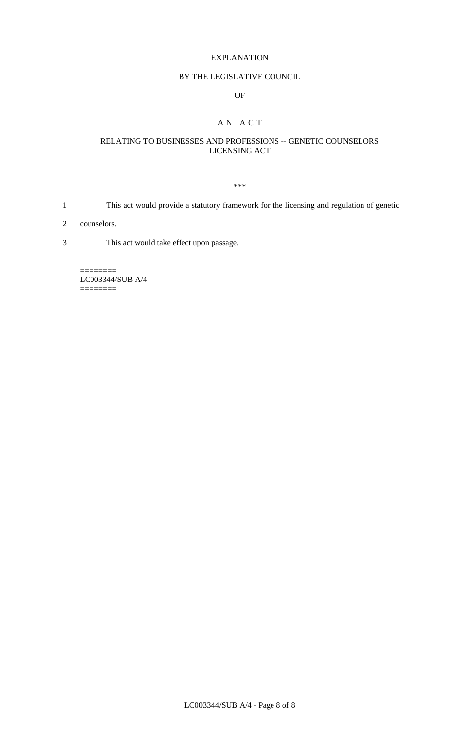EXPLANATION

BY THE LEGISLATIVE COUNCIL

OF

A N A C T

RELATING TO BUSINESSES AND PROFESSIONS -- GENETIC COUNSELORS LICENSING ACT

\*\*\*

1 This act would provide a statutory framework for the licensing and regulation of genetic

2 counselors.

3 This act would take effect upon passage.

========
LC003344/SUB A/4
========